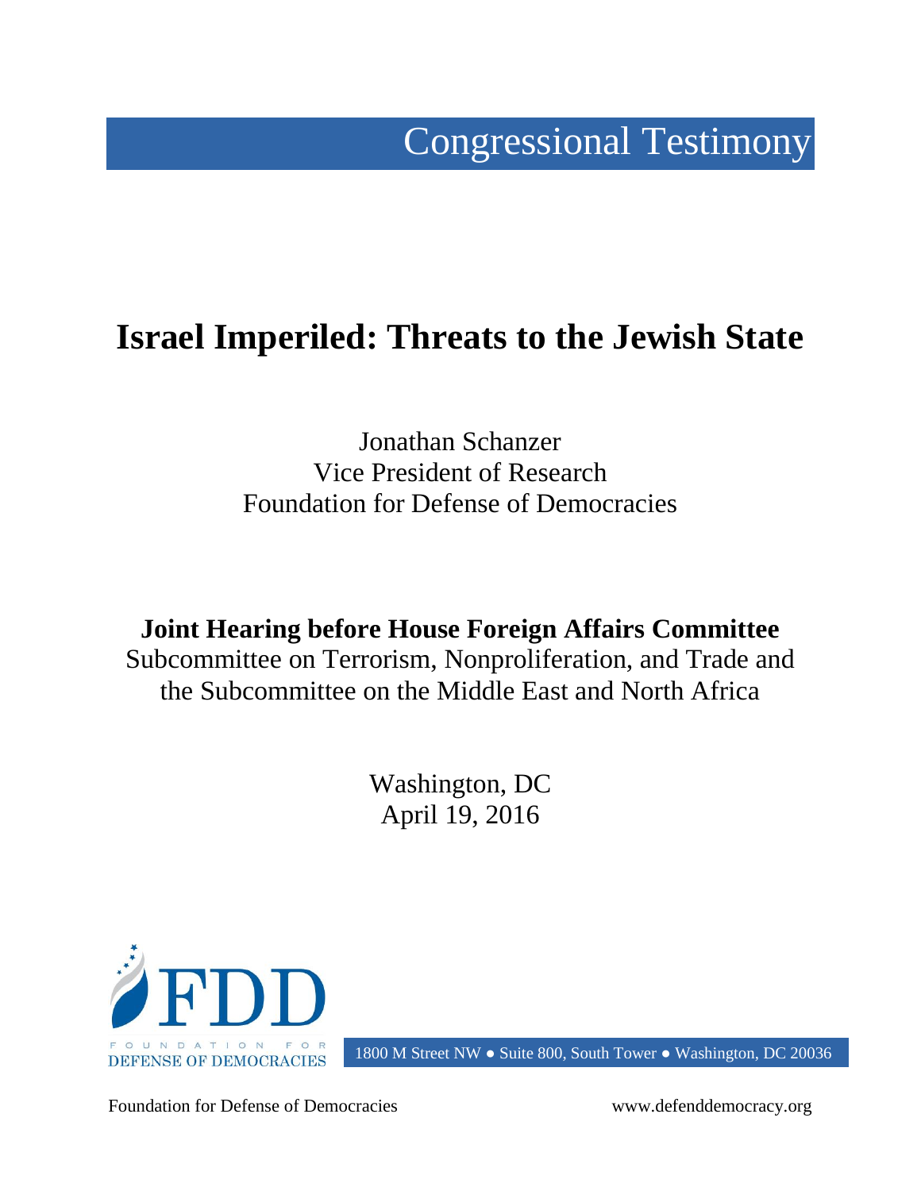Congressional Testimony

# Israel Imperiled: Threats to the Jewish State

Jonathan Schanzer
Vice President of Research
Foundation for Defense of Democracies

**Joint Hearing before House Foreign Affairs Committee**
Subcommittee on Terrorism, Nonproliferation, and Trade and the Subcommittee on the Middle East and North Africa

Washington, DC
April 19, 2016

FDD
FOUNDATION FOR DEFENSE OF DEMOCRACIES

1800 M Street NW ● Suite 800, South Tower ● Washington, DC 20036

Foundation for Defense of Democracies www.defenddemocracy.org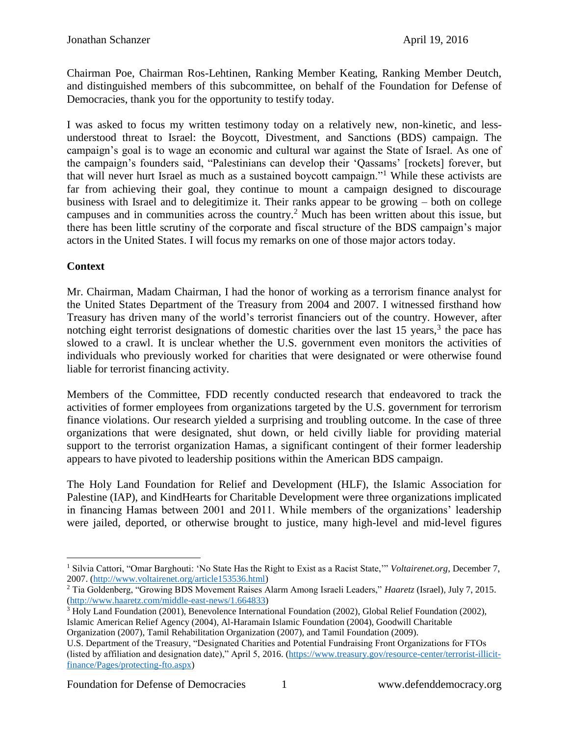Chairman Poe, Chairman Ros-Lehtinen, Ranking Member Keating, Ranking Member Deutch, and distinguished members of this subcommittee, on behalf of the Foundation for Defense of Democracies, thank you for the opportunity to testify today.

I was asked to focus my written testimony today on a relatively new, non-kinetic, and less-understood threat to Israel: the Boycott, Divestment, and Sanctions (BDS) campaign. The campaign's goal is to wage an economic and cultural war against the State of Israel. As one of the campaign's founders said, "Palestinians can develop their 'Qassams' [rockets] forever, but that will never hurt Israel as much as a sustained boycott campaign."[1] While these activists are far from achieving their goal, they continue to mount a campaign designed to discourage business with Israel and to delegitimize it. Their ranks appear to be growing – both on college campuses and in communities across the country.[2] Much has been written about this issue, but there has been little scrutiny of the corporate and fiscal structure of the BDS campaign's major actors in the United States. I will focus my remarks on one of those major actors today.

**Context**

Mr. Chairman, Madam Chairman, I had the honor of working as a terrorism finance analyst for the United States Department of the Treasury from 2004 and 2007. I witnessed firsthand how Treasury has driven many of the world's terrorist financiers out of the country. However, after notching eight terrorist designations of domestic charities over the last 15 years,[3] the pace has slowed to a crawl. It is unclear whether the U.S. government even monitors the activities of individuals who previously worked for charities that were designated or were otherwise found liable for terrorist financing activity.

Members of the Committee, FDD recently conducted research that endeavored to track the activities of former employees from organizations targeted by the U.S. government for terrorism finance violations. Our research yielded a surprising and troubling outcome. In the case of three organizations that were designated, shut down, or held civilly liable for providing material support to the terrorist organization Hamas, a significant contingent of their former leadership appears to have pivoted to leadership positions within the American BDS campaign.

The Holy Land Foundation for Relief and Development (HLF), the Islamic Association for Palestine (IAP), and KindHearts for Charitable Development were three organizations implicated in financing Hamas between 2001 and 2011. While members of the organizations' leadership were jailed, deported, or otherwise brought to justice, many high-level and mid-level figures

---

[1] Silvia Cattori, "Omar Barghouti: 'No State Has the Right to Exist as a Racist State,'" *Voltairenet.org*, December 7, 2007. (http://www.voltairenet.org/article153536.html)

[2] Tia Goldenberg, "Growing BDS Movement Raises Alarm Among Israeli Leaders," *Haaretz* (Israel), July 7, 2015. (http://www.haaretz.com/middle-east-news/1.664833)

[3] Holy Land Foundation (2001), Benevolence International Foundation (2002), Global Relief Foundation (2002), Islamic American Relief Agency (2004), Al-Haramain Islamic Foundation (2004), Goodwill Charitable Organization (2007), Tamil Rehabilitation Organization (2007), and Tamil Foundation (2009).
U.S. Department of the Treasury, "Designated Charities and Potential Fundraising Front Organizations for FTOs (listed by affiliation and designation date)," April 5, 2016. (https://www.treasury.gov/resource-center/terrorist-illicit-finance/Pages/protecting-fto.aspx)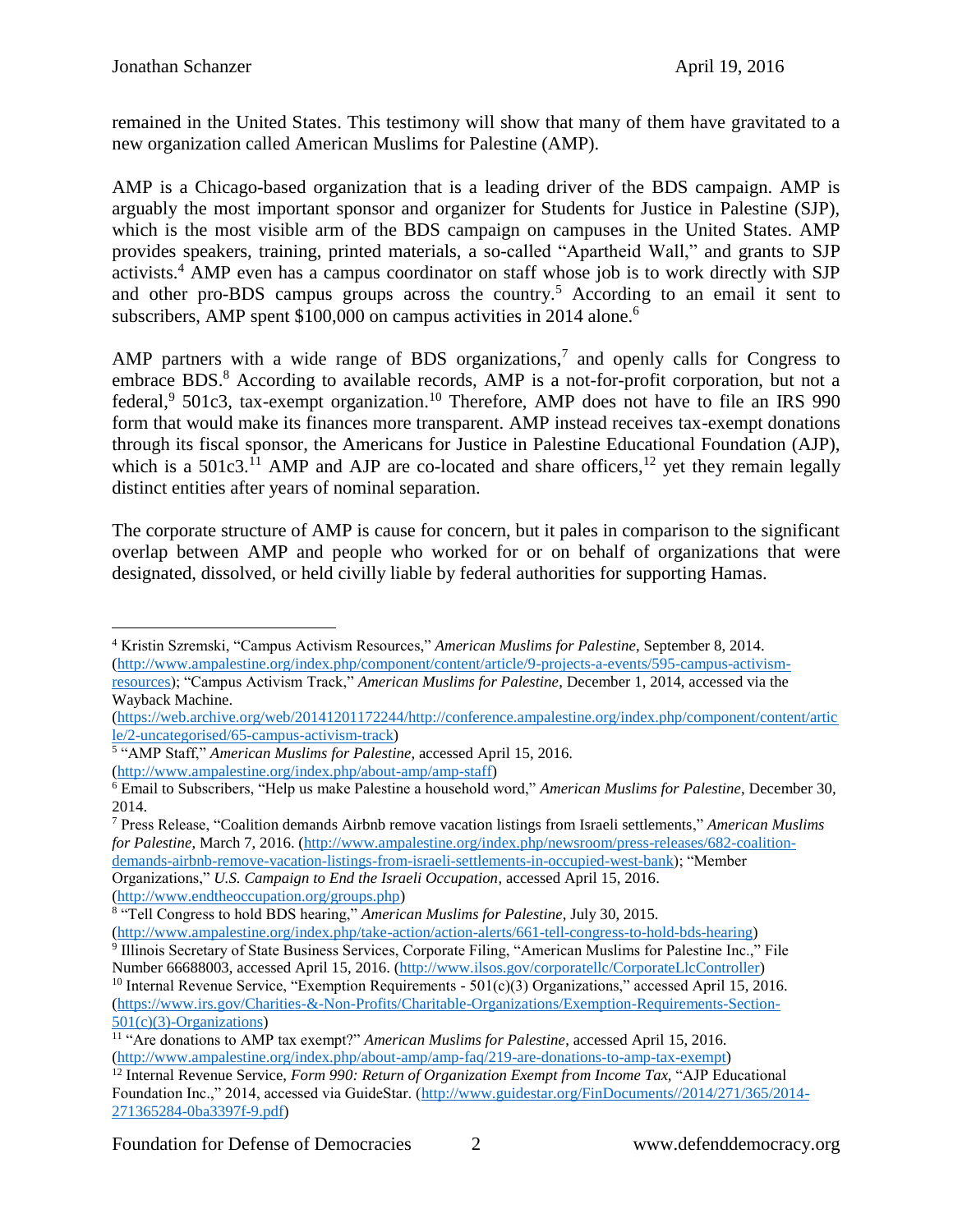remained in the United States. This testimony will show that many of them have gravitated to a new organization called American Muslims for Palestine (AMP).

AMP is a Chicago-based organization that is a leading driver of the BDS campaign. AMP is arguably the most important sponsor and organizer for Students for Justice in Palestine (SJP), which is the most visible arm of the BDS campaign on campuses in the United States. AMP provides speakers, training, printed materials, a so-called "Apartheid Wall," and grants to SJP activists.[4] AMP even has a campus coordinator on staff whose job is to work directly with SJP and other pro-BDS campus groups across the country.[5] According to an email it sent to subscribers, AMP spent $100,000 on campus activities in 2014 alone.[6]

AMP partners with a wide range of BDS organizations,[7] and openly calls for Congress to embrace BDS.[8] According to available records, AMP is a not-for-profit corporation, but not a federal,[9] 501c3, tax-exempt organization.[10] Therefore, AMP does not have to file an IRS 990 form that would make its finances more transparent. AMP instead receives tax-exempt donations through its fiscal sponsor, the Americans for Justice in Palestine Educational Foundation (AJP), which is a 501c3.[11] AMP and AJP are co-located and share officers,[12] yet they remain legally distinct entities after years of nominal separation.

The corporate structure of AMP is cause for concern, but it pales in comparison to the significant overlap between AMP and people who worked for or on behalf of organizations that were designated, dissolved, or held civilly liable by federal authorities for supporting Hamas.

---

[4] Kristin Szremski, "Campus Activism Resources," *American Muslims for Palestine*, September 8, 2014. (http://www.ampalestine.org/index.php/component/content/article/9-projects-a-events/595-campus-activism-resources); "Campus Activism Track," *American Muslims for Palestine*, December 1, 2014, accessed via the Wayback Machine. (https://web.archive.org/web/20141201172244/http://conference.ampalestine.org/index.php/component/content/article/2-uncategorised/65-campus-activism-track)

[5] "AMP Staff," *American Muslims for Palestine*, accessed April 15, 2016. (http://www.ampalestine.org/index.php/about-amp/amp-staff)

[6] Email to Subscribers, "Help us make Palestine a household word," *American Muslims for Palestine*, December 30, 2014.

[7] Press Release, "Coalition demands Airbnb remove vacation listings from Israeli settlements," *American Muslims for Palestine*, March 7, 2016. (http://www.ampalestine.org/index.php/newsroom/press-releases/682-coalition-demands-airbnb-remove-vacation-listings-from-israeli-settlements-in-occupied-west-bank); "Member Organizations," *U.S. Campaign to End the Israeli Occupation*, accessed April 15, 2016. (http://www.endtheoccupation.org/groups.php)

[8] "Tell Congress to hold BDS hearing," *American Muslims for Palestine*, July 30, 2015. (http://www.ampalestine.org/index.php/take-action/action-alerts/661-tell-congress-to-hold-bds-hearing)

[9] Illinois Secretary of State Business Services, Corporate Filing, "American Muslims for Palestine Inc.," File Number 66688003, accessed April 15, 2016. (http://www.ilsos.gov/corporatellc/CorporateLlcController)

[10] Internal Revenue Service, "Exemption Requirements - 501(c)(3) Organizations," accessed April 15, 2016. (https://www.irs.gov/Charities-&-Non-Profits/Charitable-Organizations/Exemption-Requirements-Section-501(c)(3)-Organizations)

[11] "Are donations to AMP tax exempt?" *American Muslims for Palestine*, accessed April 15, 2016. (http://www.ampalestine.org/index.php/about-amp/amp-faq/219-are-donations-to-amp-tax-exempt)

[12] Internal Revenue Service, *Form 990: Return of Organization Exempt from Income Tax*, "AJP Educational Foundation Inc.," 2014, accessed via GuideStar. (http://www.guidestar.org/FinDocuments//2014/271/365/2014-271365284-0ba3397f-9.pdf)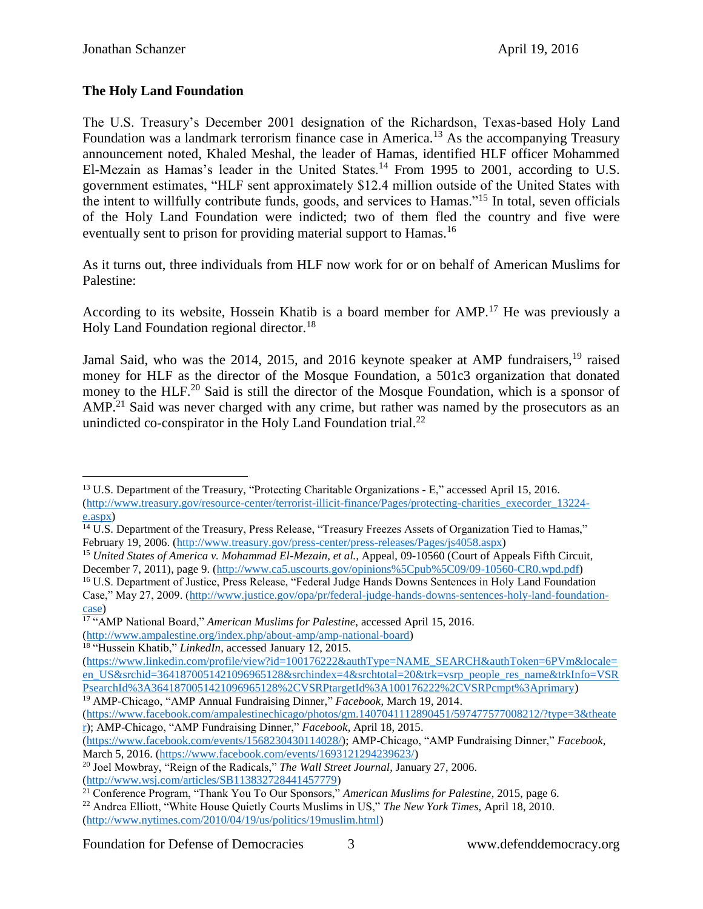### The Holy Land Foundation

The U.S. Treasury's December 2001 designation of the Richardson, Texas-based Holy Land Foundation was a landmark terrorism finance case in America.[13] As the accompanying Treasury announcement noted, Khaled Meshal, the leader of Hamas, identified HLF officer Mohammed El-Mezain as Hamas's leader in the United States.[14] From 1995 to 2001, according to U.S. government estimates, "HLF sent approximately $12.4 million outside of the United States with the intent to willfully contribute funds, goods, and services to Hamas."[15] In total, seven officials of the Holy Land Foundation were indicted; two of them fled the country and five were eventually sent to prison for providing material support to Hamas.[16]

As it turns out, three individuals from HLF now work for or on behalf of American Muslims for Palestine:

According to its website, Hossein Khatib is a board member for AMP.[17] He was previously a Holy Land Foundation regional director.[18]

Jamal Said, who was the 2014, 2015, and 2016 keynote speaker at AMP fundraisers,[19] raised money for HLF as the director of the Mosque Foundation, a 501c3 organization that donated money to the HLF.[20] Said is still the director of the Mosque Foundation, which is a sponsor of AMP.[21] Said was never charged with any crime, but rather was named by the prosecutors as an unindicted co-conspirator in the Holy Land Foundation trial.[22]

---

[13] U.S. Department of the Treasury, "Protecting Charitable Organizations - E," accessed April 15, 2016. (http://www.treasury.gov/resource-center/terrorist-illicit-finance/Pages/protecting-charities_execorder_13224-e.aspx)

[14] U.S. Department of the Treasury, Press Release, "Treasury Freezes Assets of Organization Tied to Hamas," February 19, 2006. (http://www.treasury.gov/press-center/press-releases/Pages/js4058.aspx)

[15] *United States of America v. Mohammad El-Mezain, et al.,* Appeal, 09-10560 (Court of Appeals Fifth Circuit, December 7, 2011), page 9. (http://www.ca5.uscourts.gov/opinions%5Cpub%5C09/09-10560-CR0.wpd.pdf)

[16] U.S. Department of Justice, Press Release, "Federal Judge Hands Downs Sentences in Holy Land Foundation Case," May 27, 2009. (http://www.justice.gov/opa/pr/federal-judge-hands-downs-sentences-holy-land-foundation-case)

[17] "AMP National Board," *American Muslims for Palestine,* accessed April 15, 2016. (http://www.ampalestine.org/index.php/about-amp/amp-national-board)

[18] "Hossein Khatib," *LinkedIn,* accessed January 12, 2015. (https://www.linkedin.com/profile/view?id=100176222&authType=NAME_SEARCH&authToken=6PVm&locale=en_US&srchid=3641870051421096965128&srchindex=4&srchtotal=20&trk=vsrp_people_res_name&trkInfo=VSRPsearchId%3A3641870051421096965128%2CVSRPtargetId%3A100176222%2CVSRPcmpt%3Aprimary)

[19] AMP-Chicago, "AMP Annual Fundraising Dinner," *Facebook,* March 19, 2014. (https://www.facebook.com/ampalestinechicago/photos/gm.1407041112890451/597477577008212/?type=3&theater); AMP-Chicago, "AMP Fundraising Dinner," *Facebook,* April 18, 2015. (https://www.facebook.com/events/1568230430114028/); AMP-Chicago, "AMP Fundraising Dinner," *Facebook,* March 5, 2016. (https://www.facebook.com/events/1693121294239623/)

[20] Joel Mowbray, "Reign of the Radicals," *The Wall Street Journal,* January 27, 2006. (http://www.wsj.com/articles/SB113832728441457779)

[21] Conference Program, "Thank You To Our Sponsors," *American Muslims for Palestine,* 2015, page 6.

[22] Andrea Elliott, "White House Quietly Courts Muslims in US," *The New York Times,* April 18, 2010. (http://www.nytimes.com/2010/04/19/us/politics/19muslim.html)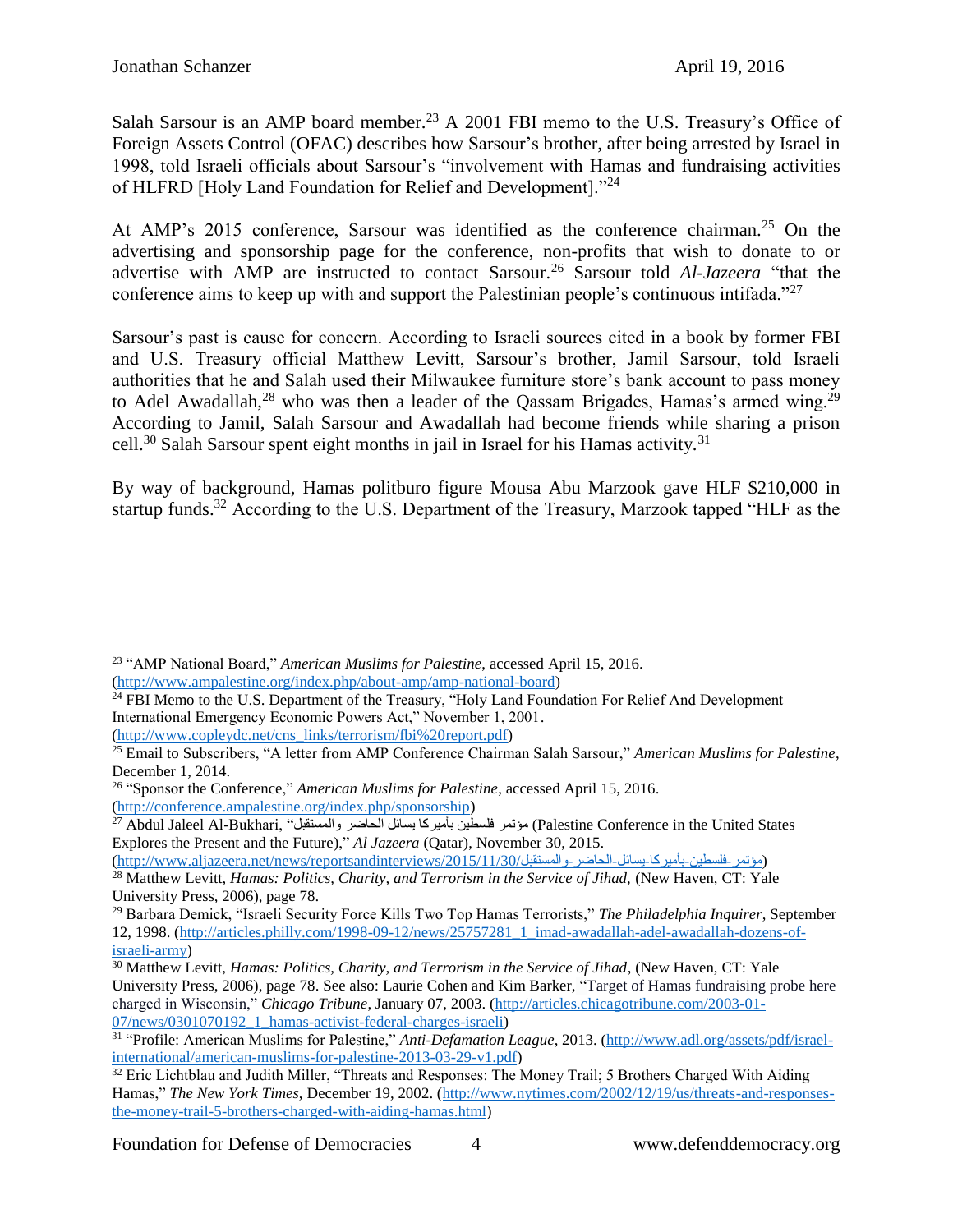Salah Sarsour is an AMP board member.[23] A 2001 FBI memo to the U.S. Treasury's Office of Foreign Assets Control (OFAC) describes how Sarsour's brother, after being arrested by Israel in 1998, told Israeli officials about Sarsour's "involvement with Hamas and fundraising activities of HLFRD [Holy Land Foundation for Relief and Development]."[24]

At AMP's 2015 conference, Sarsour was identified as the conference chairman.[25] On the advertising and sponsorship page for the conference, non-profits that wish to donate to or advertise with AMP are instructed to contact Sarsour.[26] Sarsour told *Al-Jazeera* "that the conference aims to keep up with and support the Palestinian people's continuous intifada."[27]

Sarsour's past is cause for concern. According to Israeli sources cited in a book by former FBI and U.S. Treasury official Matthew Levitt, Sarsour's brother, Jamil Sarsour, told Israeli authorities that he and Salah used their Milwaukee furniture store's bank account to pass money to Adel Awadallah,[28] who was then a leader of the Qassam Brigades, Hamas's armed wing.[29] According to Jamil, Salah Sarsour and Awadallah had become friends while sharing a prison cell.[30] Salah Sarsour spent eight months in jail in Israel for his Hamas activity.[31]

By way of background, Hamas politburo figure Mousa Abu Marzook gave HLF $210,000 in startup funds.[32] According to the U.S. Department of the Treasury, Marzook tapped "HLF as the

---

[23] "AMP National Board," *American Muslims for Palestine*, accessed April 15, 2016. (http://www.ampalestine.org/index.php/about-amp/amp-national-board)

[24] FBI Memo to the U.S. Department of the Treasury, "Holy Land Foundation For Relief And Development International Emergency Economic Powers Act," November 1, 2001. (http://www.copleydc.net/cns_links/terrorism/fbi%20report.pdf)

[25] Email to Subscribers, "A letter from AMP Conference Chairman Salah Sarsour," *American Muslims for Palestine*, December 1, 2014.

[26] "Sponsor the Conference," *American Muslims for Palestine*, accessed April 15, 2016. (http://conference.ampalestine.org/index.php/sponsorship)

[27] Abdul Jaleel Al-Bukhari, "مؤتمر فلسطين بأميركا يسائل الحاضر والمستقبل (Palestine Conference in the United States Explores the Present and the Future)," *Al Jazeera* (Qatar), November 30, 2015. (http://www.aljazeera.net/news/reportsandinterviews/2015/11/30/مؤتمر-فلسطين-بأميركا-يسائل-الحاضر-والمستقبل)

[28] Matthew Levitt, *Hamas: Politics, Charity, and Terrorism in the Service of Jihad*, (New Haven, CT: Yale University Press, 2006), page 78.

[29] Barbara Demick, "Israeli Security Force Kills Two Top Hamas Terrorists," *The Philadelphia Inquirer*, September 12, 1998. (http://articles.philly.com/1998-09-12/news/25757281_1_imad-awadallah-adel-awadallah-dozens-of-israeli-army)

[30] Matthew Levitt, *Hamas: Politics, Charity, and Terrorism in the Service of Jihad*, (New Haven, CT: Yale University Press, 2006), page 78. See also: Laurie Cohen and Kim Barker, "Target of Hamas fundraising probe here charged in Wisconsin," *Chicago Tribune*, January 07, 2003. (http://articles.chicagotribune.com/2003-01-07/news/0301070192_1_hamas-activist-federal-charges-israeli)

[31] "Profile: American Muslims for Palestine," *Anti-Defamation League*, 2013. (http://www.adl.org/assets/pdf/israel-international/american-muslims-for-palestine-2013-03-29-v1.pdf)

[32] Eric Lichtblau and Judith Miller, "Threats and Responses: The Money Trail; 5 Brothers Charged With Aiding Hamas," *The New York Times*, December 19, 2002. (http://www.nytimes.com/2002/12/19/us/threats-and-responses-the-money-trail-5-brothers-charged-with-aiding-hamas.html)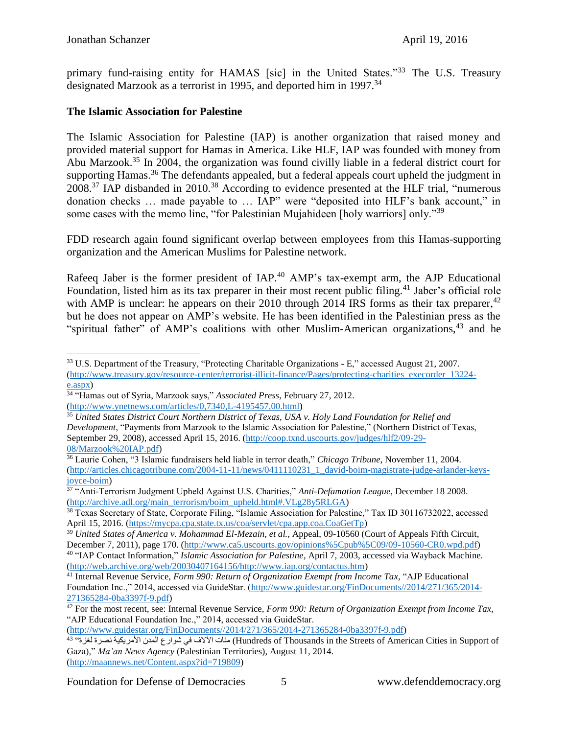primary fund-raising entity for HAMAS [sic] in the United States."[33] The U.S. Treasury designated Marzook as a terrorist in 1995, and deported him in 1997.[34]

**The Islamic Association for Palestine**

The Islamic Association for Palestine (IAP) is another organization that raised money and provided material support for Hamas in America. Like HLF, IAP was founded with money from Abu Marzook.[35] In 2004, the organization was found civilly liable in a federal district court for supporting Hamas.[36] The defendants appealed, but a federal appeals court upheld the judgment in 2008.[37] IAP disbanded in 2010.[38] According to evidence presented at the HLF trial, "numerous donation checks … made payable to … IAP" were "deposited into HLF's bank account," in some cases with the memo line, "for Palestinian Mujahideen [holy warriors] only."[39]

FDD research again found significant overlap between employees from this Hamas-supporting organization and the American Muslims for Palestine network.

Rafeeq Jaber is the former president of IAP.[40] AMP's tax-exempt arm, the AJP Educational Foundation, listed him as its tax preparer in their most recent public filing.[41] Jaber's official role with AMP is unclear: he appears on their 2010 through 2014 IRS forms as their tax preparer,[42] but he does not appear on AMP's website. He has been identified in the Palestinian press as the "spiritual father" of AMP's coalitions with other Muslim-American organizations,[43] and he

---

[33] U.S. Department of the Treasury, "Protecting Charitable Organizations - E," accessed August 21, 2007. (http://www.treasury.gov/resource-center/terrorist-illicit-finance/Pages/protecting-charities_execorder_13224-e.aspx)

[34] "Hamas out of Syria, Marzook says," *Associated Press*, February 27, 2012. (http://www.ynetnews.com/articles/0,7340,L-4195457,00.html)

[35] *United States District Court Northern District of Texas, USA v. Holy Land Foundation for Relief and Development*, "Payments from Marzook to the Islamic Association for Palestine," (Northern District of Texas, September 29, 2008), accessed April 15, 2016. (http://coop.txnd.uscourts.gov/judges/hlf2/09-29-08/Marzook%20IAP.pdf)

[36] Laurie Cohen, "3 Islamic fundraisers held liable in terror death," *Chicago Tribune*, November 11, 2004. (http://articles.chicagotribune.com/2004-11-11/news/0411110231_1_david-boim-magistrate-judge-arlander-keys-joyce-boim)

[37] "Anti-Terrorism Judgment Upheld Against U.S. Charities," *Anti-Defamation League*, December 18 2008. (http://archive.adl.org/main_terrorism/boim_upheld.html#.VLg28y5RLGA)

[38] Texas Secretary of State, Corporate Filing, "Islamic Association for Palestine," Tax ID 30116732022, accessed April 15, 2016. (https://mycpa.cpa.state.tx.us/coa/servlet/cpa.app.coa.CoaGetTp)

[39] *United States of America v. Mohammad El-Mezain, et al.,* Appeal, 09-10560 (Court of Appeals Fifth Circuit, December 7, 2011), page 170. (http://www.ca5.uscourts.gov/opinions%5Cpub%5C09/09-10560-CR0.wpd.pdf)

[40] "IAP Contact Information," *Islamic Association for Palestine*, April 7, 2003, accessed via Wayback Machine. (http://web.archive.org/web/20030407164156/http://www.iap.org/contactus.htm)

[41] Internal Revenue Service, *Form 990: Return of Organization Exempt from Income Tax,* "AJP Educational Foundation Inc.," 2014, accessed via GuideStar. (http://www.guidestar.org/FinDocuments//2014/271/365/2014-271365284-0ba3397f-9.pdf)

[42] For the most recent, see: Internal Revenue Service, *Form 990: Return of Organization Exempt from Income Tax,* "AJP Educational Foundation Inc.," 2014, accessed via GuideStar. (http://www.guidestar.org/FinDocuments//2014/271/365/2014-271365284-0ba3397f-9.pdf)

[43] "مئات الآلاف في شوارع المدن الأمريكية نصرة لغزة (Hundreds of Thousands in the Streets of American Cities in Support of Gaza)," *Ma'an News Agency* (Palestinian Territories), August 11, 2014. (http://maannews.net/Content.aspx?id=719809)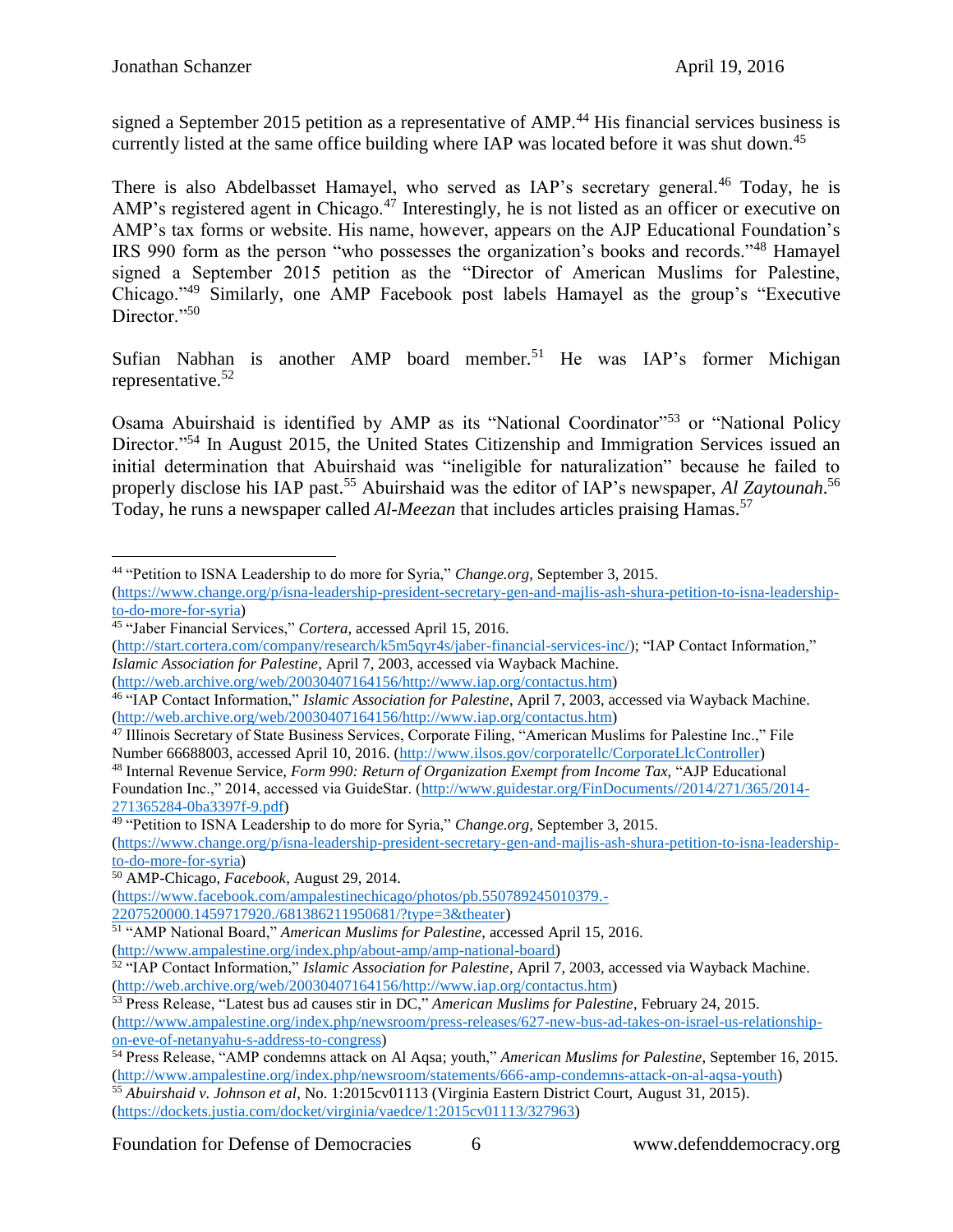signed a September 2015 petition as a representative of AMP.[44] His financial services business is currently listed at the same office building where IAP was located before it was shut down.[45]

There is also Abdelbasset Hamayel, who served as IAP's secretary general.[46] Today, he is AMP's registered agent in Chicago.[47] Interestingly, he is not listed as an officer or executive on AMP's tax forms or website. His name, however, appears on the AJP Educational Foundation's IRS 990 form as the person "who possesses the organization's books and records."[48] Hamayel signed a September 2015 petition as the "Director of American Muslims for Palestine, Chicago."[49] Similarly, one AMP Facebook post labels Hamayel as the group's "Executive Director."[50]

Sufian Nabhan is another AMP board member.[51] He was IAP's former Michigan representative.[52]

Osama Abuirshaid is identified by AMP as its "National Coordinator"[53] or "National Policy Director."[54] In August 2015, the United States Citizenship and Immigration Services issued an initial determination that Abuirshaid was "ineligible for naturalization" because he failed to properly disclose his IAP past.[55] Abuirshaid was the editor of IAP's newspaper, *Al Zaytounah*.[56] Today, he runs a newspaper called *Al-Meezan* that includes articles praising Hamas.[57]

---

[44] "Petition to ISNA Leadership to do more for Syria," *Change.org*, September 3, 2015. (https://www.change.org/p/isna-leadership-president-secretary-gen-and-majlis-ash-shura-petition-to-isna-leadership-to-do-more-for-syria)

[45] "Jaber Financial Services," *Cortera*, accessed April 15, 2016. (http://start.cortera.com/company/research/k5m5qyr4s/jaber-financial-services-inc/); "IAP Contact Information," *Islamic Association for Palestine*, April 7, 2003, accessed via Wayback Machine. (http://web.archive.org/web/20030407164156/http://www.iap.org/contactus.htm)

[46] "IAP Contact Information," *Islamic Association for Palestine*, April 7, 2003, accessed via Wayback Machine. (http://web.archive.org/web/20030407164156/http://www.iap.org/contactus.htm)

[47] Illinois Secretary of State Business Services, Corporate Filing, "American Muslims for Palestine Inc.," File Number 66688003, accessed April 10, 2016. (http://www.ilsos.gov/corporatellc/CorporateLlcController)

[48] Internal Revenue Service, *Form 990: Return of Organization Exempt from Income Tax,* "AJP Educational Foundation Inc.," 2014, accessed via GuideStar. (http://www.guidestar.org/FinDocuments//2014/271/365/2014-271365284-0ba3397f-9.pdf)

[49] "Petition to ISNA Leadership to do more for Syria," *Change.org*, September 3, 2015. (https://www.change.org/p/isna-leadership-president-secretary-gen-and-majlis-ash-shura-petition-to-isna-leadership-to-do-more-for-syria)

[50] AMP-Chicago, *Facebook*, August 29, 2014. (https://www.facebook.com/ampalestinechicago/photos/pb.550789245010379.-2207520000.1459717920./681386211950681/?type=3&theater)

[51] "AMP National Board," *American Muslims for Palestine*, accessed April 15, 2016. (http://www.ampalestine.org/index.php/about-amp/amp-national-board)

[52] "IAP Contact Information," *Islamic Association for Palestine*, April 7, 2003, accessed via Wayback Machine. (http://web.archive.org/web/20030407164156/http://www.iap.org/contactus.htm)

[53] Press Release, "Latest bus ad causes stir in DC," *American Muslims for Palestine*, February 24, 2015. (http://www.ampalestine.org/index.php/newsroom/press-releases/627-new-bus-ad-takes-on-israel-us-relationship-on-eve-of-netanyahu-s-address-to-congress)

[54] Press Release, "AMP condemns attack on Al Aqsa; youth," *American Muslims for Palestine*, September 16, 2015. (http://www.ampalestine.org/index.php/newsroom/statements/666-amp-condemns-attack-on-al-aqsa-youth)

[55] *Abuirshaid v. Johnson et al*, No. 1:2015cv01113 (Virginia Eastern District Court, August 31, 2015). (https://dockets.justia.com/docket/virginia/vaedce/1:2015cv01113/327963)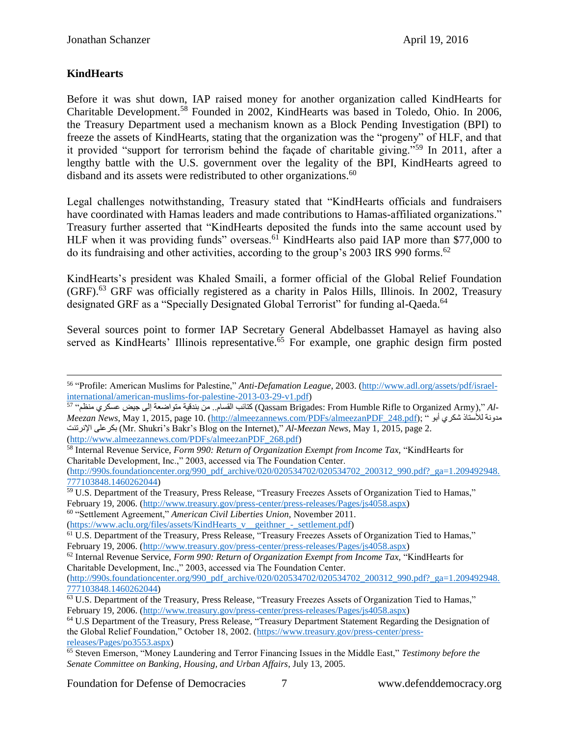**KindHearts**

Before it was shut down, IAP raised money for another organization called KindHearts for Charitable Development.[58] Founded in 2002, KindHearts was based in Toledo, Ohio. In 2006, the Treasury Department used a mechanism known as a Block Pending Investigation (BPI) to freeze the assets of KindHearts, stating that the organization was the "progeny" of HLF, and that it provided "support for terrorism behind the façade of charitable giving."[59] In 2011, after a lengthy battle with the U.S. government over the legality of the BPI, KindHearts agreed to disband and its assets were redistributed to other organizations.[60]

Legal challenges notwithstanding, Treasury stated that "KindHearts officials and fundraisers have coordinated with Hamas leaders and made contributions to Hamas-affiliated organizations." Treasury further asserted that "KindHearts deposited the funds into the same account used by HLF when it was providing funds" overseas.[61] KindHearts also paid IAP more than $77,000 to do its fundraising and other activities, according to the group's 2003 IRS 990 forms.[62]

KindHearts's president was Khaled Smaili, a former official of the Global Relief Foundation (GRF).[63] GRF was officially registered as a charity in Palos Hills, Illinois. In 2002, Treasury designated GRF as a "Specially Designated Global Terrorist" for funding al-Qaeda.[64]

Several sources point to former IAP Secretary General Abdelbasset Hamayel as having also served as KindHearts' Illinois representative.[65] For example, one graphic design firm posted

---

[56] "Profile: American Muslims for Palestine," *Anti-Defamation League*, 2003. (http://www.adl.org/assets/pdf/israel-international/american-muslims-for-palestine-2013-03-29-v1.pdf)

[57] "كتائب القسام.. من بندقية متواضعة إلى جيش عسكري منظم (Qassam Brigades: From Humble Rifle to Organized Army)," *Al-Meezan News*, May 1, 2015, page 10. (http://almeezannews.com/PDFs/almeezanPDF_248.pdf); " مدونة للأستاذ شكري أبو بكر على الإنترنت (Mr. Shukri's Bakr's Blog on the Internet)," *Al-Meezan News*, May 1, 2015, page 2. (http://www.almeezannews.com/PDFs/almeezanPDF_268.pdf)

[58] Internal Revenue Service, *Form 990: Return of Organization Exempt from Income Tax,* "KindHearts for Charitable Development, Inc.," 2003, accessed via The Foundation Center. (http://990s.foundationcenter.org/990_pdf_archive/020/020534702/020534702_200312_990.pdf?_ga=1.209492948.777103848.1460262044)

[59] U.S. Department of the Treasury, Press Release, "Treasury Freezes Assets of Organization Tied to Hamas," February 19, 2006. (http://www.treasury.gov/press-center/press-releases/Pages/js4058.aspx)

[60] "Settlement Agreement," *American Civil Liberties Union*, November 2011. (https://www.aclu.org/files/assets/KindHearts_v__geithner_-_settlement.pdf)

[61] U.S. Department of the Treasury, Press Release, "Treasury Freezes Assets of Organization Tied to Hamas," February 19, 2006. (http://www.treasury.gov/press-center/press-releases/Pages/js4058.aspx)

[62] Internal Revenue Service, *Form 990: Return of Organization Exempt from Income Tax,* "KindHearts for Charitable Development, Inc.," 2003, accessed via The Foundation Center. (http://990s.foundationcenter.org/990_pdf_archive/020/020534702/020534702_200312_990.pdf?_ga=1.209492948.777103848.1460262044)

[63] U.S. Department of the Treasury, Press Release, "Treasury Freezes Assets of Organization Tied to Hamas," February 19, 2006. (http://www.treasury.gov/press-center/press-releases/Pages/js4058.aspx)

[64] U.S Department of the Treasury, Press Release, "Treasury Department Statement Regarding the Designation of the Global Relief Foundation," October 18, 2002. (https://www.treasury.gov/press-center/press-releases/Pages/po3553.aspx)

[65] Steven Emerson, "Money Laundering and Terror Financing Issues in the Middle East," *Testimony before the Senate Committee on Banking, Housing, and Urban Affairs*, July 13, 2005.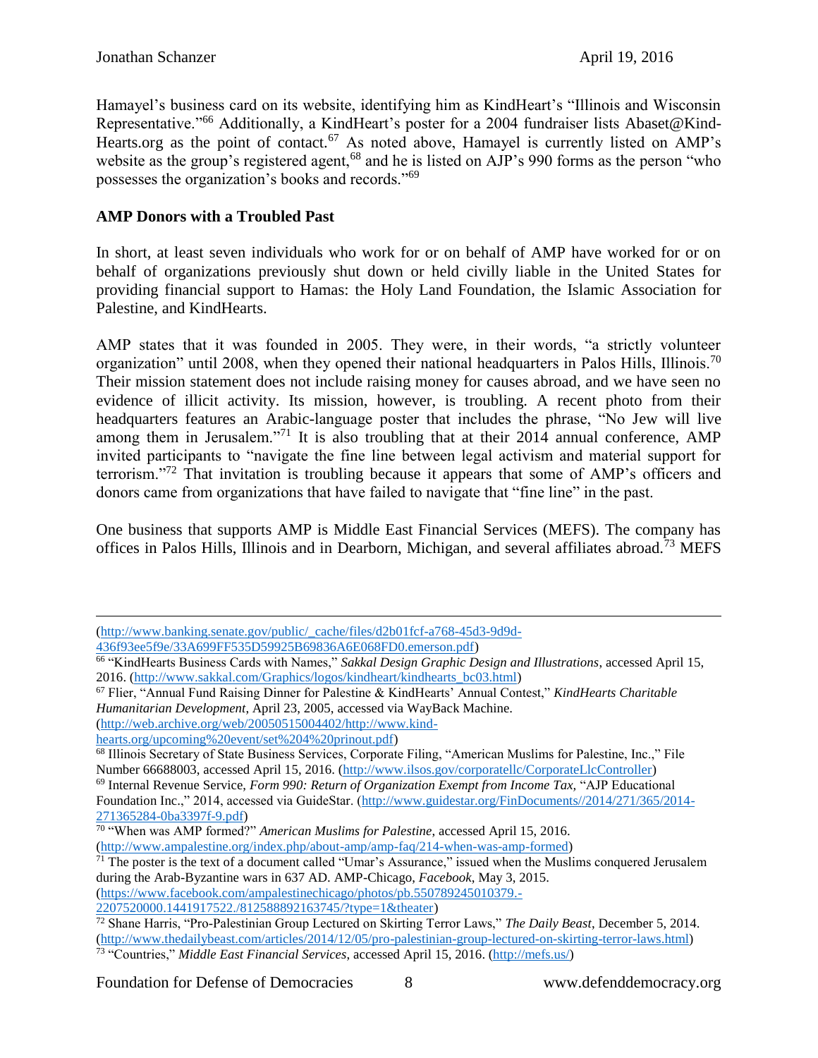Hamayel's business card on its website, identifying him as KindHeart's "Illinois and Wisconsin Representative."[66] Additionally, a KindHeart's poster for a 2004 fundraiser lists Abaset@Kind-Hearts.org as the point of contact.[67] As noted above, Hamayel is currently listed on AMP's website as the group's registered agent,[68] and he is listed on AJP's 990 forms as the person "who possesses the organization's books and records."[69]

**AMP Donors with a Troubled Past**

In short, at least seven individuals who work for or on behalf of AMP have worked for or on behalf of organizations previously shut down or held civilly liable in the United States for providing financial support to Hamas: the Holy Land Foundation, the Islamic Association for Palestine, and KindHearts.

AMP states that it was founded in 2005. They were, in their words, "a strictly volunteer organization" until 2008, when they opened their national headquarters in Palos Hills, Illinois.[70] Their mission statement does not include raising money for causes abroad, and we have seen no evidence of illicit activity. Its mission, however, is troubling. A recent photo from their headquarters features an Arabic-language poster that includes the phrase, "No Jew will live among them in Jerusalem."[71] It is also troubling that at their 2014 annual conference, AMP invited participants to "navigate the fine line between legal activism and material support for terrorism."[72] That invitation is troubling because it appears that some of AMP's officers and donors came from organizations that have failed to navigate that "fine line" in the past.

One business that supports AMP is Middle East Financial Services (MEFS). The company has offices in Palos Hills, Illinois and in Dearborn, Michigan, and several affiliates abroad.[73] MEFS

---

(http://www.banking.senate.gov/public/_cache/files/d2b01fcf-a768-45d3-9d9d-436f93ee5f9e/33A699FF535D59925B69836A6E068FD0.emerson.pdf)

[66] "KindHearts Business Cards with Names," *Sakkal Design Graphic Design and Illustrations*, accessed April 15, 2016. (http://www.sakkal.com/Graphics/logos/kindheart/kindhearts_bc03.html)

[67] Flier, "Annual Fund Raising Dinner for Palestine & KindHearts' Annual Contest," *KindHearts Charitable Humanitarian Development*, April 23, 2005, accessed via WayBack Machine. (http://web.archive.org/web/20050515004402/http://www.kind-hearts.org/upcoming%20event/set%204%20prinout.pdf)

[68] Illinois Secretary of State Business Services, Corporate Filing, "American Muslims for Palestine, Inc.," File Number 66688003, accessed April 15, 2016. (http://www.ilsos.gov/corporatellc/CorporateLlcController)

[69] Internal Revenue Service, *Form 990: Return of Organization Exempt from Income Tax*, "AJP Educational Foundation Inc.," 2014, accessed via GuideStar. (http://www.guidestar.org/FinDocuments//2014/271/365/2014-271365284-0ba3397f-9.pdf)

[70] "When was AMP formed?" *American Muslims for Palestine*, accessed April 15, 2016. (http://www.ampalestine.org/index.php/about-amp/amp-faq/214-when-was-amp-formed)

[71] The poster is the text of a document called "Umar's Assurance," issued when the Muslims conquered Jerusalem during the Arab-Byzantine wars in 637 AD. AMP-Chicago, *Facebook*, May 3, 2015. (https://www.facebook.com/ampalestinechicago/photos/pb.550789245010379.-2207520000.1441917522./812588892163745/?type=1&theater)

[72] Shane Harris, "Pro-Palestinian Group Lectured on Skirting Terror Laws," *The Daily Beast*, December 5, 2014. (http://www.thedailybeast.com/articles/2014/12/05/pro-palestinian-group-lectured-on-skirting-terror-laws.html)

[73] "Countries," *Middle East Financial Services*, accessed April 15, 2016. (http://mefs.us/)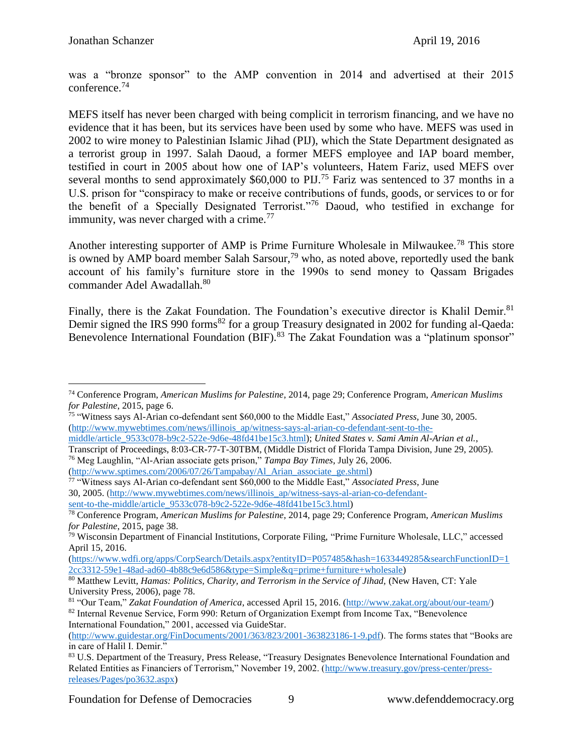was a "bronze sponsor" to the AMP convention in 2014 and advertised at their 2015 conference.[74]

MEFS itself has never been charged with being complicit in terrorism financing, and we have no evidence that it has been, but its services have been used by some who have. MEFS was used in 2002 to wire money to Palestinian Islamic Jihad (PIJ), which the State Department designated as a terrorist group in 1997. Salah Daoud, a former MEFS employee and IAP board member, testified in court in 2005 about how one of IAP's volunteers, Hatem Fariz, used MEFS over several months to send approximately $60,000 to PIJ.[75] Fariz was sentenced to 37 months in a U.S. prison for "conspiracy to make or receive contributions of funds, goods, or services to or for the benefit of a Specially Designated Terrorist."[76] Daoud, who testified in exchange for immunity, was never charged with a crime.[77]

Another interesting supporter of AMP is Prime Furniture Wholesale in Milwaukee.[78] This store is owned by AMP board member Salah Sarsour,[79] who, as noted above, reportedly used the bank account of his family's furniture store in the 1990s to send money to Qassam Brigades commander Adel Awadallah.[80]

Finally, there is the Zakat Foundation. The Foundation's executive director is Khalil Demir.[81] Demir signed the IRS 990 forms[82] for a group Treasury designated in 2002 for funding al-Qaeda: Benevolence International Foundation (BIF).[83] The Zakat Foundation was a "platinum sponsor"

---

[74] Conference Program, *American Muslims for Palestine*, 2014, page 29; Conference Program, *American Muslims for Palestine*, 2015, page 6.

[75] "Witness says Al-Arian co-defendant sent $60,000 to the Middle East," *Associated Press,* June 30, 2005. (http://www.mywebtimes.com/news/illinois_ap/witness-says-al-arian-co-defendant-sent-to-the-middle/article_9533c078-b9c2-522e-9d6e-48fd41be15c3.html); *United States v. Sami Amin Al-Arian et al.*, Transcript of Proceedings, 8:03-CR-77-T-30TBM, (Middle District of Florida Tampa Division, June 29, 2005).

[76] Meg Laughlin, "Al-Arian associate gets prison," *Tampa Bay Times*, July 26, 2006. (http://www.sptimes.com/2006/07/26/Tampabay/Al_Arian_associate_ge.shtml)

[77] "Witness says Al-Arian co-defendant sent $60,000 to the Middle East," *Associated Press*, June 30, 2005. (http://www.mywebtimes.com/news/illinois_ap/witness-says-al-arian-co-defendant-sent-to-the-middle/article_9533c078-b9c2-522e-9d6e-48fd41be15c3.html)

[78] Conference Program, *American Muslims for Palestine*, 2014, page 29; Conference Program, *American Muslims for Palestine*, 2015, page 38.

[79] Wisconsin Department of Financial Institutions, Corporate Filing, "Prime Furniture Wholesale, LLC," accessed April 15, 2016. (https://www.wdfi.org/apps/CorpSearch/Details.aspx?entityID=P057485&hash=1633449285&searchFunctionID=12cc3312-59e1-48ad-ad60-4b88c9e6d586&type=Simple&q=prime+furniture+wholesale)

[80] Matthew Levitt, *Hamas: Politics, Charity, and Terrorism in the Service of Jihad,* (New Haven, CT: Yale University Press, 2006), page 78.

[81] "Our Team," *Zakat Foundation of America*, accessed April 15, 2016. (http://www.zakat.org/about/our-team/)

[82] Internal Revenue Service, Form 990: Return of Organization Exempt from Income Tax, "Benevolence International Foundation," 2001, accessed via GuideStar. (http://www.guidestar.org/FinDocuments/2001/363/823/2001-363823186-1-9.pdf). The forms states that "Books are in care of Halil I. Demir."

[83] U.S. Department of the Treasury, Press Release, "Treasury Designates Benevolence International Foundation and Related Entities as Financiers of Terrorism," November 19, 2002. (http://www.treasury.gov/press-center/press-releases/Pages/po3632.aspx)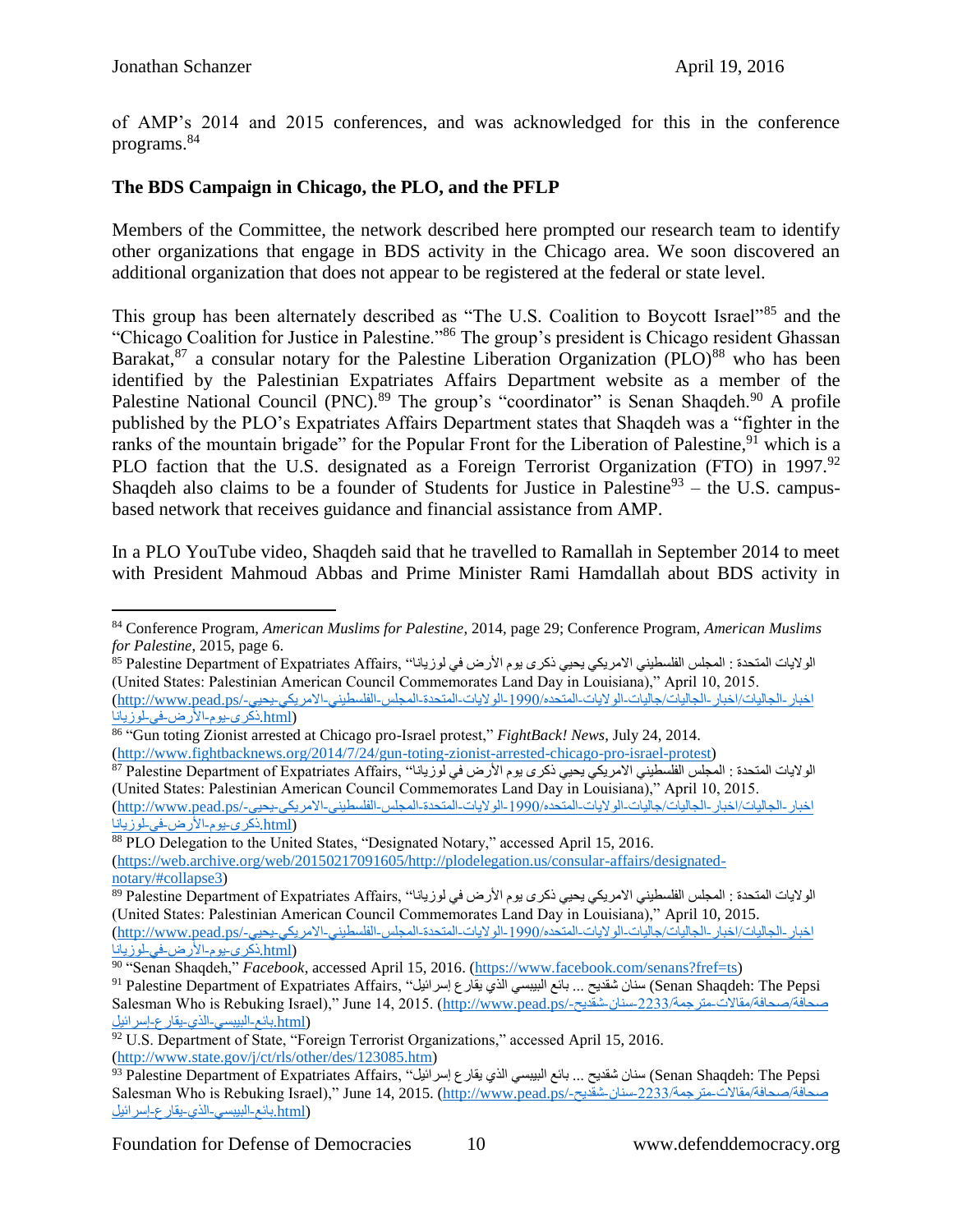of AMP's 2014 and 2015 conferences, and was acknowledged for this in the conference programs.[84]

**The BDS Campaign in Chicago, the PLO, and the PFLP**

Members of the Committee, the network described here prompted our research team to identify other organizations that engage in BDS activity in the Chicago area. We soon discovered an additional organization that does not appear to be registered at the federal or state level.

This group has been alternately described as "The U.S. Coalition to Boycott Israel"[85] and the "Chicago Coalition for Justice in Palestine."[86] The group's president is Chicago resident Ghassan Barakat,[87] a consular notary for the Palestine Liberation Organization (PLO)[88] who has been identified by the Palestinian Expatriates Affairs Department website as a member of the Palestine National Council (PNC).[89] The group's "coordinator" is Senan Shaqdeh.[90] A profile published by the PLO's Expatriates Affairs Department states that Shaqdeh was a "fighter in the ranks of the mountain brigade" for the Popular Front for the Liberation of Palestine,[91] which is a PLO faction that the U.S. designated as a Foreign Terrorist Organization (FTO) in 1997.[92] Shaqdeh also claims to be a founder of Students for Justice in Palestine[93] – the U.S. campus-based network that receives guidance and financial assistance from AMP.

In a PLO YouTube video, Shaqdeh said that he travelled to Ramallah in September 2014 to meet with President Mahmoud Abbas and Prime Minister Rami Hamdallah about BDS activity in

---

[84] Conference Program, *American Muslims for Palestine*, 2014, page 29; Conference Program, *American Muslims for Palestine*, 2015, page 6.

[85] Palestine Department of Expatriates Affairs, "الولايات المتحدة : المجلس الفلسطيني الامريكي يحيي ذكرى يوم الأرض في لوزيانا (United States: Palestinian American Council Commemorates Land Day in Louisiana)," April 10, 2015. (http://www.pead.ps/-اخبار-الجاليات/اخبار-الجاليات/جاليات-الولايات-المتحده/1990-الولايات-المتحدة-المجلس-الفلسطيني-الامريكي-يحيي-ذكرى-يوم-الأرض-في-لوزيانا.html)

[86] "Gun toting Zionist arrested at Chicago pro-Israel protest," *FightBack! News*, July 24, 2014. (http://www.fightbacknews.org/2014/7/24/gun-toting-zionist-arrested-chicago-pro-israel-protest)

[87] Palestine Department of Expatriates Affairs, "الولايات المتحدة : المجلس الفلسطيني الامريكي يحيي ذكرى يوم الأرض في لوزيانا (United States: Palestinian American Council Commemorates Land Day in Louisiana)," April 10, 2015. (http://www.pead.ps/-اخبار-الجاليات/اخبار-الجاليات/جاليات-الولايات-المتحده/1990-الولايات-المتحدة-المجلس-الفلسطيني-الامريكي-يحيي-ذكرى-يوم-الأرض-في-لوزيانا.html)

[88] PLO Delegation to the United States, "Designated Notary," accessed April 15, 2016. (https://web.archive.org/web/20150217091605/http://plodelegation.us/consular-affairs/designated-notary/#collapse3)

[89] Palestine Department of Expatriates Affairs, "الولايات المتحدة : المجلس الفلسطيني الامريكي يحيي ذكرى يوم الأرض في لوزيانا (United States: Palestinian American Council Commemorates Land Day in Louisiana)," April 10, 2015. (http://www.pead.ps/-اخبار-الجاليات/اخبار-الجاليات/جاليات-الولايات-المتحده/1990-الولايات-المتحدة-المجلس-الفلسطيني-الامريكي-يحيي-ذكرى-يوم-الأرض-في-لوزيانا.html)

[90] "Senan Shaqdeh," *Facebook*, accessed April 15, 2016. (https://www.facebook.com/senans?fref=ts)

[91] Palestine Department of Expatriates Affairs, "سنان شقديح ... بائع البيبسي الذي يقارع إسرائيل (Senan Shaqdeh: The Pepsi Salesman Who is Rebuking Israel)," June 14, 2015. (http://www.pead.ps/-صحافة/صحافة/مقالات-مترجمة/2233-سنان-شقديح-بائع-البيبسي-الذي-يقارع-إسرائيل.html)

[92] U.S. Department of State, "Foreign Terrorist Organizations," accessed April 15, 2016. (http://www.state.gov/j/ct/rls/other/des/123085.htm)

[93] Palestine Department of Expatriates Affairs, "سنان شقديح ... بائع البيبسي الذي يقارع إسرائيل (Senan Shaqdeh: The Pepsi Salesman Who is Rebuking Israel)," June 14, 2015. (http://www.pead.ps/-صحافة/صحافة/مقالات-مترجمة/2233-سنان-شقديح-بائع-البيبسي-الذي-يقارع-إسرائيل.html)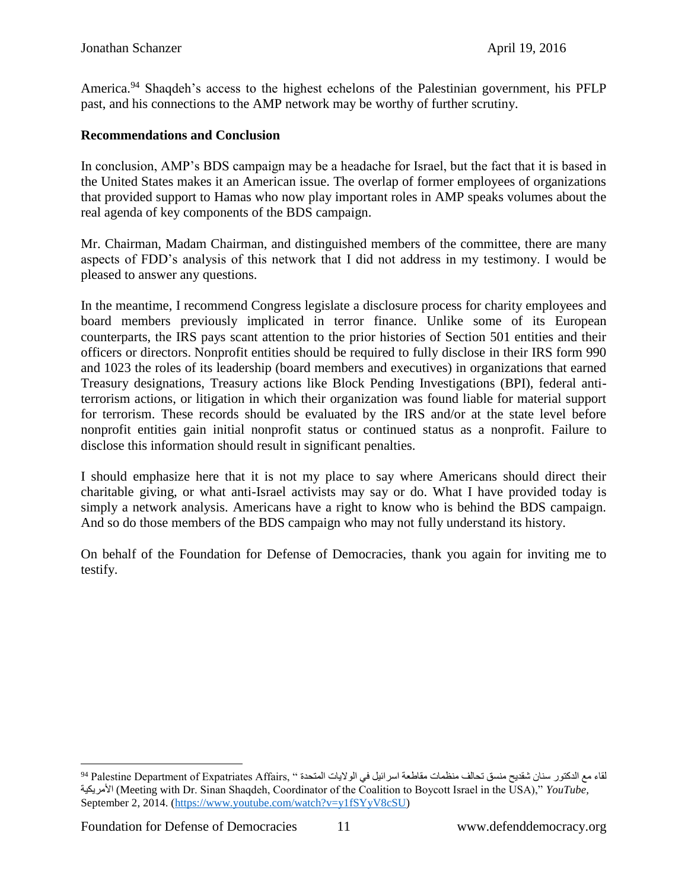America.[94] Shaqdeh's access to the highest echelons of the Palestinian government, his PFLP past, and his connections to the AMP network may be worthy of further scrutiny.

**Recommendations and Conclusion**

In conclusion, AMP's BDS campaign may be a headache for Israel, but the fact that it is based in the United States makes it an American issue. The overlap of former employees of organizations that provided support to Hamas who now play important roles in AMP speaks volumes about the real agenda of key components of the BDS campaign.

Mr. Chairman, Madam Chairman, and distinguished members of the committee, there are many aspects of FDD's analysis of this network that I did not address in my testimony. I would be pleased to answer any questions.

In the meantime, I recommend Congress legislate a disclosure process for charity employees and board members previously implicated in terror finance. Unlike some of its European counterparts, the IRS pays scant attention to the prior histories of Section 501 entities and their officers or directors. Nonprofit entities should be required to fully disclose in their IRS form 990 and 1023 the roles of its leadership (board members and executives) in organizations that earned Treasury designations, Treasury actions like Block Pending Investigations (BPI), federal anti-terrorism actions, or litigation in which their organization was found liable for material support for terrorism. These records should be evaluated by the IRS and/or at the state level before nonprofit entities gain initial nonprofit status or continued status as a nonprofit. Failure to disclose this information should result in significant penalties.

I should emphasize here that it is not my place to say where Americans should direct their charitable giving, or what anti-Israel activists may say or do. What I have provided today is simply a network analysis. Americans have a right to know who is behind the BDS campaign. And so do those members of the BDS campaign who may not fully understand its history.

On behalf of the Foundation for Defense of Democracies, thank you again for inviting me to testify.

---

[94] Palestine Department of Expatriates Affairs, "لقاء مع الدكتور سنان شقديح منسق تحالف منظمات مقاطعة اسرائيل في الولايات المتحدة الأمريكية (Meeting with Dr. Sinan Shaqdeh, Coordinator of the Coalition to Boycott Israel in the USA)," *YouTube*, September 2, 2014. (https://www.youtube.com/watch?v=y1fSYyV8cSU)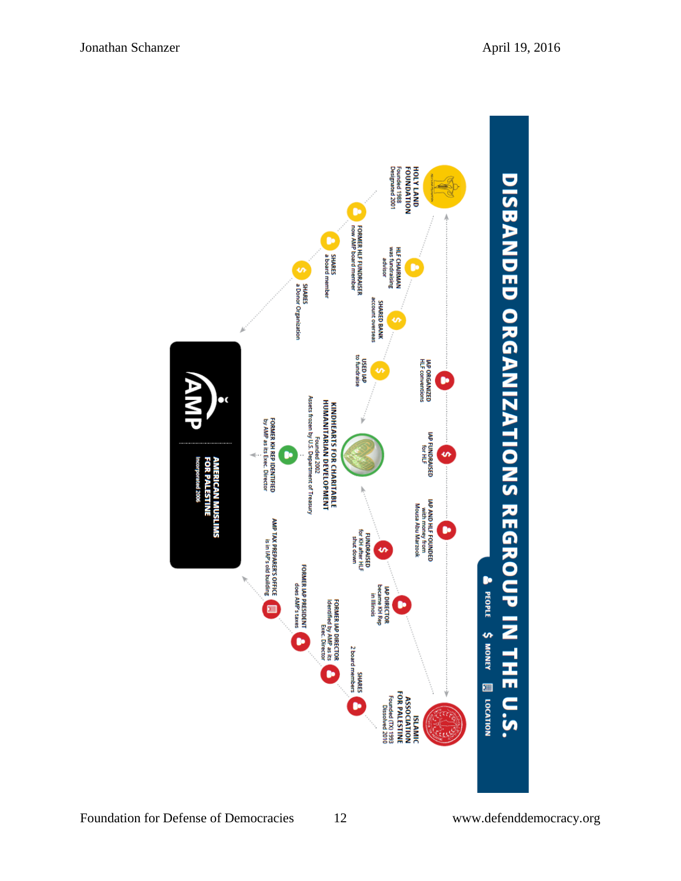# DISBANDED ORGANIZATIONS REGROUP IN THE U.S.

PEOPLE   $ MONEY   LOCATION

HOLY LAND FOUNDATION
Founded 1988
Designated 2001

ISLAMIC ASSOCIATION FOR PALESTINE
Founded (TX) 1993
Dissolved 2010

KINDHEARTS FOR CHARITABLE HUMANITARIAN DEVELOPMENT
Founded 2002
Assets frozen by U.S. Department of Treasury

AMERICAN MUSLIMS FOR PALESTINE
Incorporated 2006

IAP ORGANIZED HLF conventions

IAP FUNDRAISED for HLF

IAP AND HLF FOUNDED with money from Mousa Abu Marzook

HLF CHAIRMAN was fundraising advisor

SHARED BANK account overseas

USED IAP to fundraise

FUNDRAISED for KH after HLF shut down

IAP DIRECTOR became KH Rep in Illinois

FORMER HLF FUNDRAISER now AMP board member

SHARES a board member

SHARES a Donor Organization

FORMER KH REP IDENTIFIED by AMP as its Exec. Director

AMP TAX PREPARER'S OFFICE is in IAP's old building

FORMER IAP PRESIDENT does AMP's taxes

FORMER IAP DIRECTOR identified by AMP as its Exec. Director

SHARES 2 board members